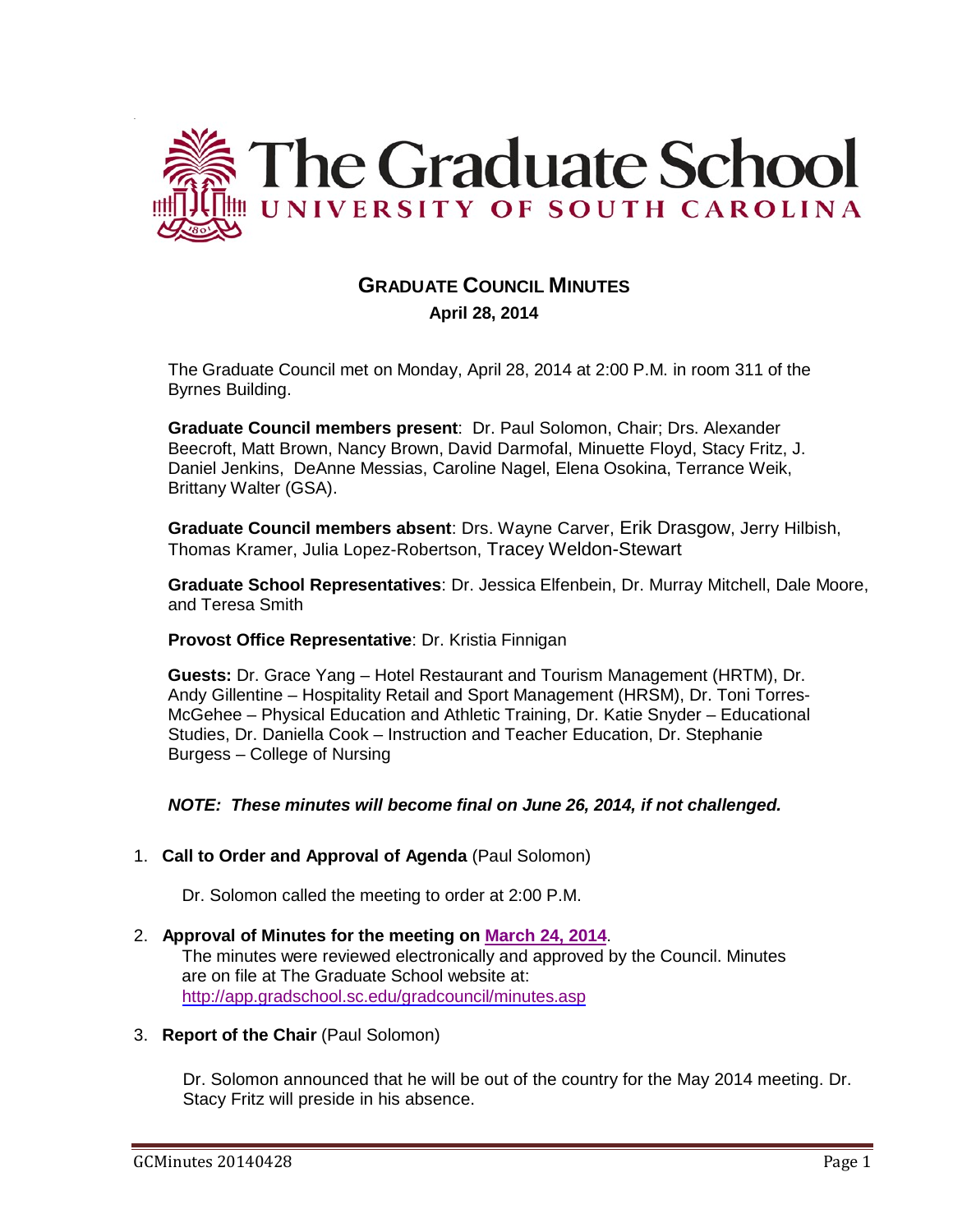# The Graduate School UNIVERSITY OF SOUTH CAROLINA

## GRADUATE COUNCIL MINUTES

**April 28, 2014**

The Graduate Council met on Monday, April 28, 2014 at 2:00 P.M. in room 311 of the Byrnes Building.

**Graduate Council members present**: Dr. Paul Solomon, Chair; Drs. Alexander Beecroft, Matt Brown, Nancy Brown, David Darmofal, Minuette Floyd, Stacy Fritz, J. Daniel Jenkins, DeAnne Messias, Caroline Nagel, Elena Osokina, Terrance Weik, Brittany Walter (GSA).

**Graduate Council members absent**: Drs. Wayne Carver, Erik Drasgow, Jerry Hilbish, Thomas Kramer, Julia Lopez-Robertson, Tracey Weldon-Stewart

**Graduate School Representatives**: Dr. Jessica Elfenbein, Dr. Murray Mitchell, Dale Moore, and Teresa Smith

**Provost Office Representative**: Dr. Kristia Finnigan

**Guests:** Dr. Grace Yang – Hotel Restaurant and Tourism Management (HRTM), Dr. Andy Gillentine – Hospitality Retail and Sport Management (HRSM), Dr. Toni Torres-McGehee – Physical Education and Athletic Training, Dr. Katie Snyder – Educational Studies, Dr. Daniella Cook – Instruction and Teacher Education, Dr. Stephanie Burgess – College of Nursing

***NOTE: These minutes will become final on June 26, 2014, if not challenged.***

1. **Call to Order and Approval of Agenda** (Paul Solomon)

   Dr. Solomon called the meeting to order at 2:00 P.M.

2. **Approval of Minutes for the meeting on March 24, 2014**.
   The minutes were reviewed electronically and approved by the Council. Minutes are on file at The Graduate School website at: http://app.gradschool.sc.edu/gradcouncil/minutes.asp

3. **Report of the Chair** (Paul Solomon)

   Dr. Solomon announced that he will be out of the country for the May 2014 meeting. Dr. Stacy Fritz will preside in his absence.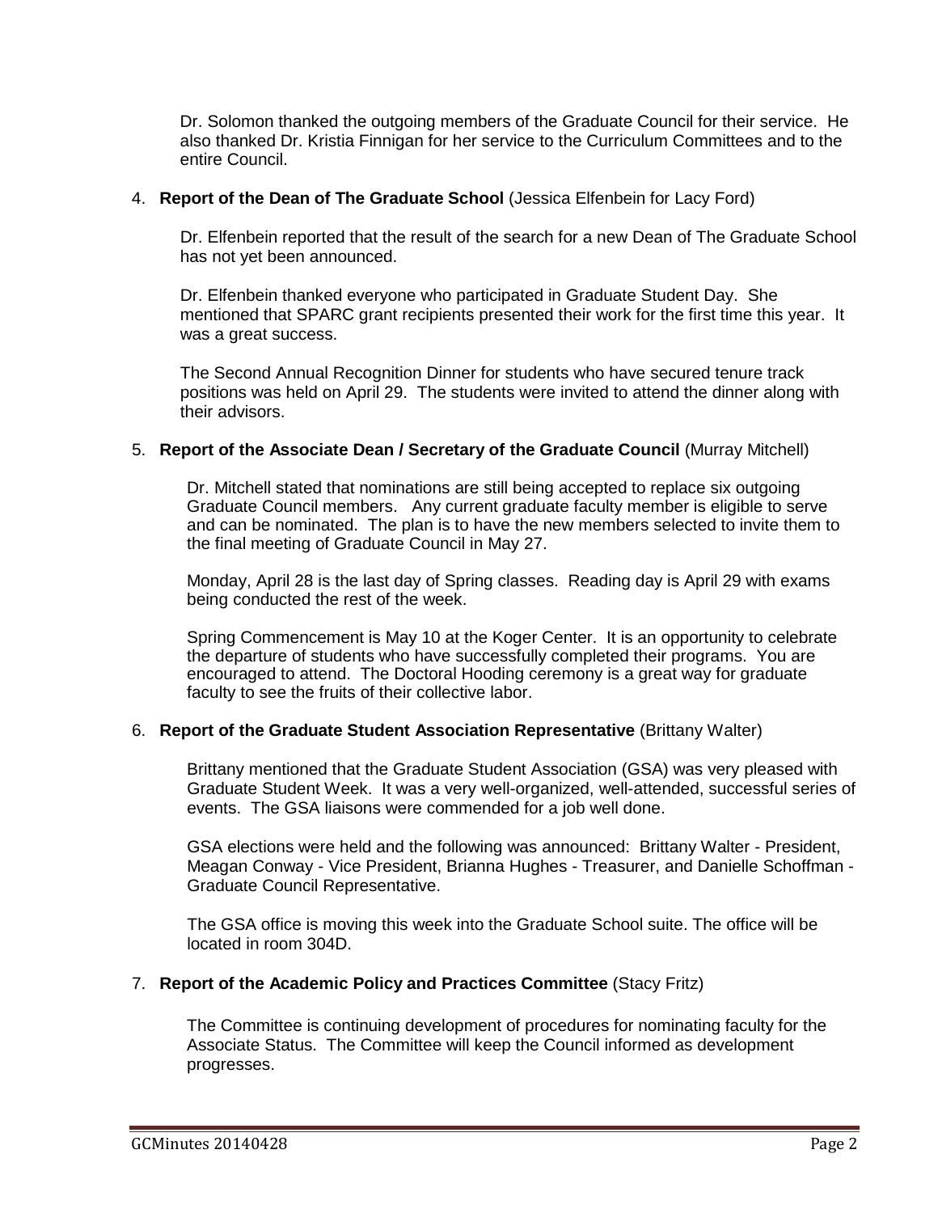Dr. Solomon thanked the outgoing members of the Graduate Council for their service. He also thanked Dr. Kristia Finnigan for her service to the Curriculum Committees and to the entire Council.

4. **Report of the Dean of The Graduate School** (Jessica Elfenbein for Lacy Ford)

   Dr. Elfenbein reported that the result of the search for a new Dean of The Graduate School has not yet been announced.

   Dr. Elfenbein thanked everyone who participated in Graduate Student Day. She mentioned that SPARC grant recipients presented their work for the first time this year. It was a great success.

   The Second Annual Recognition Dinner for students who have secured tenure track positions was held on April 29. The students were invited to attend the dinner along with their advisors.

5. **Report of the Associate Dean / Secretary of the Graduate Council** (Murray Mitchell)

   Dr. Mitchell stated that nominations are still being accepted to replace six outgoing Graduate Council members. Any current graduate faculty member is eligible to serve and can be nominated. The plan is to have the new members selected to invite them to the final meeting of Graduate Council in May 27.

   Monday, April 28 is the last day of Spring classes. Reading day is April 29 with exams being conducted the rest of the week.

   Spring Commencement is May 10 at the Koger Center. It is an opportunity to celebrate the departure of students who have successfully completed their programs. You are encouraged to attend. The Doctoral Hooding ceremony is a great way for graduate faculty to see the fruits of their collective labor.

6. **Report of the Graduate Student Association Representative** (Brittany Walter)

   Brittany mentioned that the Graduate Student Association (GSA) was very pleased with Graduate Student Week. It was a very well-organized, well-attended, successful series of events. The GSA liaisons were commended for a job well done.

   GSA elections were held and the following was announced: Brittany Walter - President, Meagan Conway - Vice President, Brianna Hughes - Treasurer, and Danielle Schoffman - Graduate Council Representative.

   The GSA office is moving this week into the Graduate School suite. The office will be located in room 304D.

7. **Report of the Academic Policy and Practices Committee** (Stacy Fritz)

   The Committee is continuing development of procedures for nominating faculty for the Associate Status. The Committee will keep the Council informed as development progresses.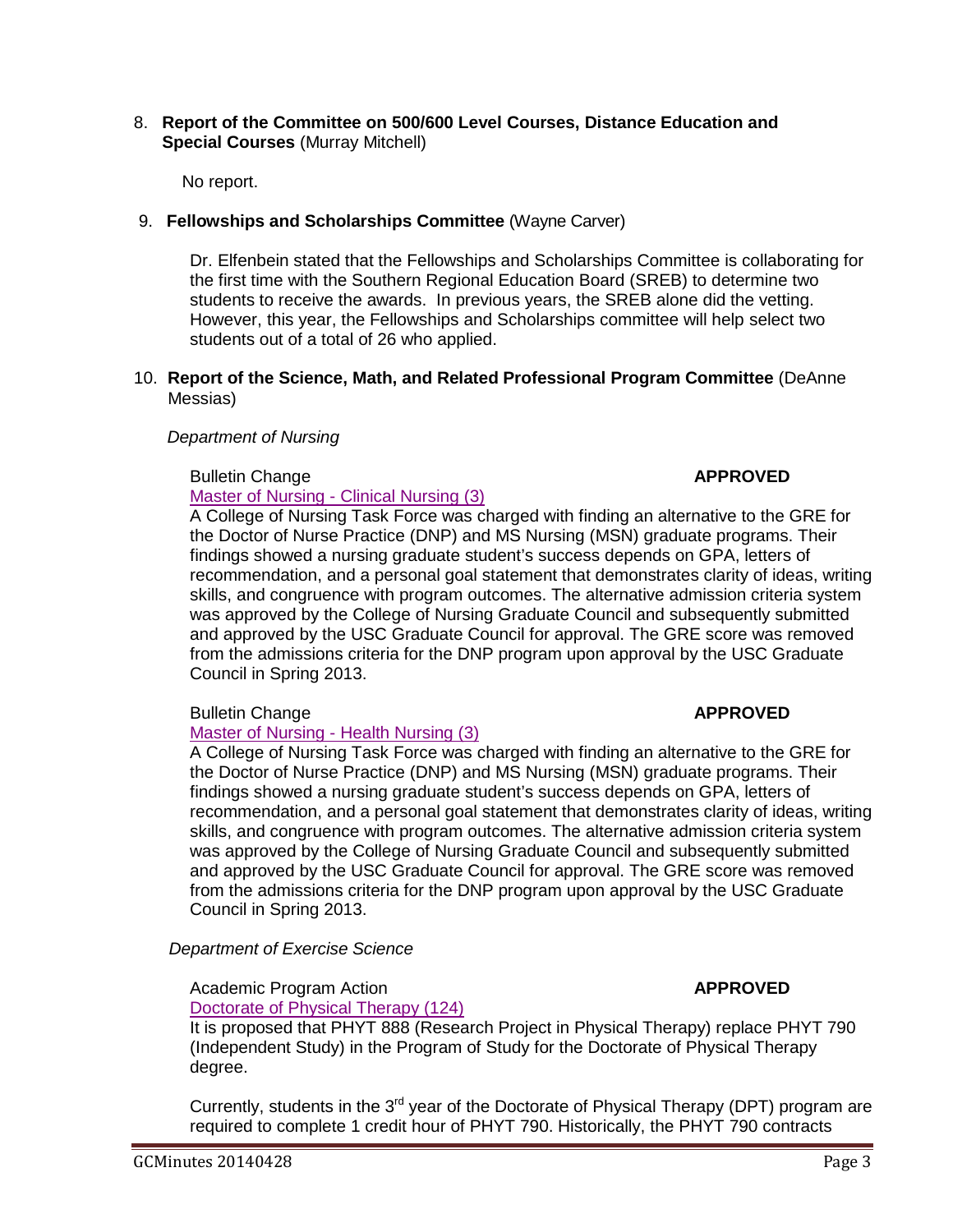8. **Report of the Committee on 500/600 Level Courses, Distance Education and Special Courses** (Murray Mitchell)

   No report.

9. **Fellowships and Scholarships Committee** (Wayne Carver)

   Dr. Elfenbein stated that the Fellowships and Scholarships Committee is collaborating for the first time with the Southern Regional Education Board (SREB) to determine two students to receive the awards. In previous years, the SREB alone did the vetting. However, this year, the Fellowships and Scholarships committee will help select two students out of a total of 26 who applied.

10. **Report of the Science, Math, and Related Professional Program Committee** (DeAnne Messias)

*Department of Nursing*

Bulletin Change **APPROVED**
Master of Nursing - Clinical Nursing (3)
A College of Nursing Task Force was charged with finding an alternative to the GRE for the Doctor of Nurse Practice (DNP) and MS Nursing (MSN) graduate programs. Their findings showed a nursing graduate student's success depends on GPA, letters of recommendation, and a personal goal statement that demonstrates clarity of ideas, writing skills, and congruence with program outcomes. The alternative admission criteria system was approved by the College of Nursing Graduate Council and subsequently submitted and approved by the USC Graduate Council for approval. The GRE score was removed from the admissions criteria for the DNP program upon approval by the USC Graduate Council in Spring 2013.

Bulletin Change **APPROVED**
Master of Nursing - Health Nursing (3)
A College of Nursing Task Force was charged with finding an alternative to the GRE for the Doctor of Nurse Practice (DNP) and MS Nursing (MSN) graduate programs. Their findings showed a nursing graduate student's success depends on GPA, letters of recommendation, and a personal goal statement that demonstrates clarity of ideas, writing skills, and congruence with program outcomes. The alternative admission criteria system was approved by the College of Nursing Graduate Council and subsequently submitted and approved by the USC Graduate Council for approval. The GRE score was removed from the admissions criteria for the DNP program upon approval by the USC Graduate Council in Spring 2013.

*Department of Exercise Science*

Academic Program Action **APPROVED**
Doctorate of Physical Therapy (124)
It is proposed that PHYT 888 (Research Project in Physical Therapy) replace PHYT 790 (Independent Study) in the Program of Study for the Doctorate of Physical Therapy degree.

Currently, students in the 3rd year of the Doctorate of Physical Therapy (DPT) program are required to complete 1 credit hour of PHYT 790. Historically, the PHYT 790 contracts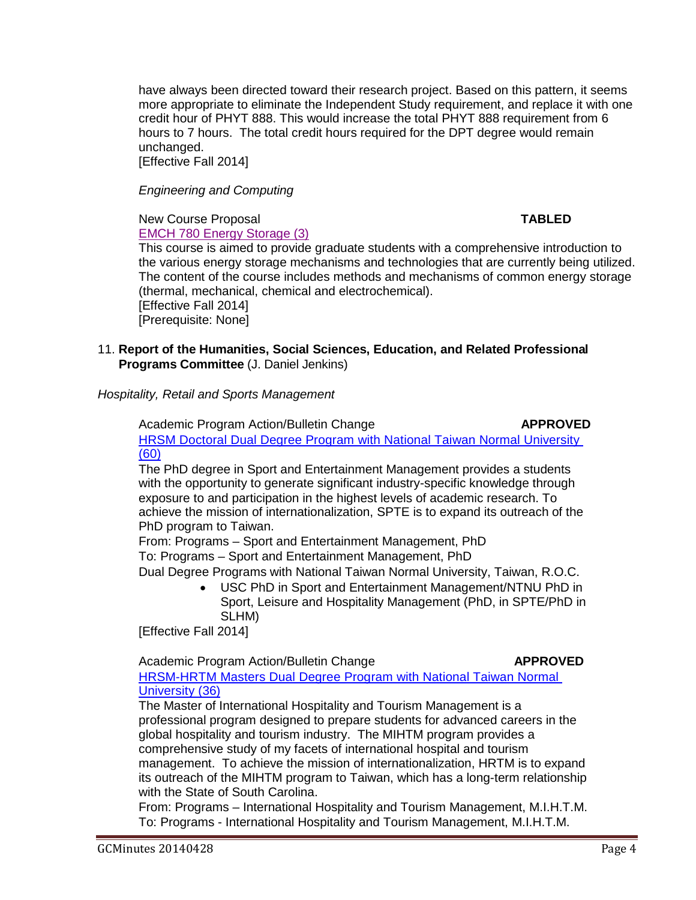have always been directed toward their research project. Based on this pattern, it seems more appropriate to eliminate the Independent Study requirement, and replace it with one credit hour of PHYT 888. This would increase the total PHYT 888 requirement from 6 hours to 7 hours. The total credit hours required for the DPT degree would remain unchanged.
[Effective Fall 2014]

*Engineering and Computing*

New Course Proposal **TABLED**
EMCH 780 Energy Storage (3)
This course is aimed to provide graduate students with a comprehensive introduction to the various energy storage mechanisms and technologies that are currently being utilized. The content of the course includes methods and mechanisms of common energy storage (thermal, mechanical, chemical and electrochemical).
[Effective Fall 2014]
[Prerequisite: None]

11. **Report of the Humanities, Social Sciences, Education, and Related Professional Programs Committee** (J. Daniel Jenkins)

*Hospitality, Retail and Sports Management*

Academic Program Action/Bulletin Change **APPROVED**
HRSM Doctoral Dual Degree Program with National Taiwan Normal University (60)
The PhD degree in Sport and Entertainment Management provides a students with the opportunity to generate significant industry-specific knowledge through exposure to and participation in the highest levels of academic research. To achieve the mission of internationalization, SPTE is to expand its outreach of the PhD program to Taiwan.
From: Programs – Sport and Entertainment Management, PhD
To: Programs – Sport and Entertainment Management, PhD
Dual Degree Programs with National Taiwan Normal University, Taiwan, R.O.C.

- USC PhD in Sport and Entertainment Management/NTNU PhD in Sport, Leisure and Hospitality Management (PhD, in SPTE/PhD in SLHM)

[Effective Fall 2014]

Academic Program Action/Bulletin Change **APPROVED**
HRSM-HRTM Masters Dual Degree Program with National Taiwan Normal University (36)
The Master of International Hospitality and Tourism Management is a professional program designed to prepare students for advanced careers in the global hospitality and tourism industry. The MIHTM program provides a comprehensive study of my facets of international hospital and tourism management. To achieve the mission of internationalization, HRTM is to expand its outreach of the MIHTM program to Taiwan, which has a long-term relationship with the State of South Carolina.
From: Programs – International Hospitality and Tourism Management, M.I.H.T.M.
To: Programs - International Hospitality and Tourism Management, M.I.H.T.M.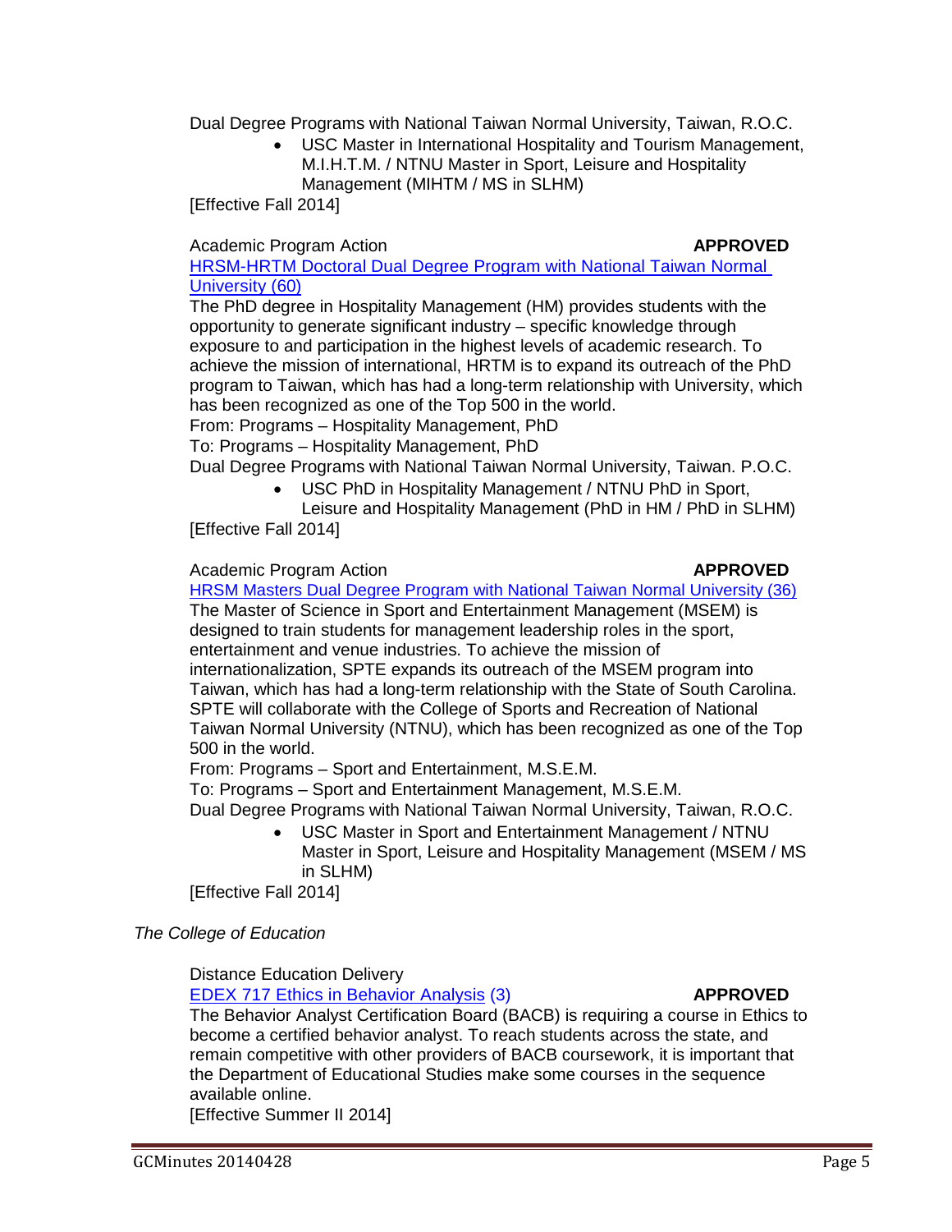Dual Degree Programs with National Taiwan Normal University, Taiwan, R.O.C.

- USC Master in International Hospitality and Tourism Management, M.I.H.T.M. / NTNU Master in Sport, Leisure and Hospitality Management (MIHTM / MS in SLHM)

[Effective Fall 2014]

Academic Program Action **APPROVED**

HRSM-HRTM Doctoral Dual Degree Program with National Taiwan Normal University (60)

The PhD degree in Hospitality Management (HM) provides students with the opportunity to generate significant industry – specific knowledge through exposure to and participation in the highest levels of academic research. To achieve the mission of international, HRTM is to expand its outreach of the PhD program to Taiwan, which has had a long-term relationship with University, which has been recognized as one of the Top 500 in the world.

From: Programs – Hospitality Management, PhD

To: Programs – Hospitality Management, PhD

Dual Degree Programs with National Taiwan Normal University, Taiwan. P.O.C.

- USC PhD in Hospitality Management / NTNU PhD in Sport, Leisure and Hospitality Management (PhD in HM / PhD in SLHM)

[Effective Fall 2014]

Academic Program Action **APPROVED**

HRSM Masters Dual Degree Program with National Taiwan Normal University (36)

The Master of Science in Sport and Entertainment Management (MSEM) is designed to train students for management leadership roles in the sport, entertainment and venue industries. To achieve the mission of internationalization, SPTE expands its outreach of the MSEM program into Taiwan, which has had a long-term relationship with the State of South Carolina. SPTE will collaborate with the College of Sports and Recreation of National Taiwan Normal University (NTNU), which has been recognized as one of the Top 500 in the world.

From: Programs – Sport and Entertainment, M.S.E.M.

To: Programs – Sport and Entertainment Management, M.S.E.M.

Dual Degree Programs with National Taiwan Normal University, Taiwan, R.O.C.

- USC Master in Sport and Entertainment Management / NTNU Master in Sport, Leisure and Hospitality Management (MSEM / MS in SLHM)

[Effective Fall 2014]

*The College of Education*

Distance Education Delivery

EDEX 717 Ethics in Behavior Analysis (3) **APPROVED**

The Behavior Analyst Certification Board (BACB) is requiring a course in Ethics to become a certified behavior analyst. To reach students across the state, and remain competitive with other providers of BACB coursework, it is important that the Department of Educational Studies make some courses in the sequence available online.

[Effective Summer II 2014]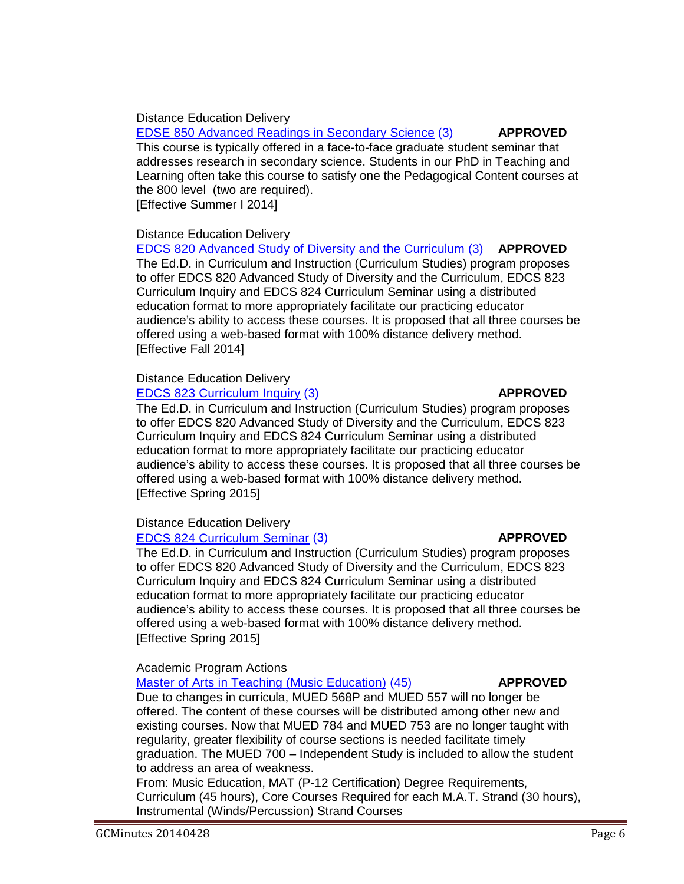Distance Education Delivery

EDSE 850 Advanced Readings in Secondary Science (3) **APPROVED**

This course is typically offered in a face-to-face graduate student seminar that addresses research in secondary science. Students in our PhD in Teaching and Learning often take this course to satisfy one the Pedagogical Content courses at the 800 level (two are required).

[Effective Summer I 2014]

Distance Education Delivery

EDCS 820 Advanced Study of Diversity and the Curriculum (3) **APPROVED**

The Ed.D. in Curriculum and Instruction (Curriculum Studies) program proposes to offer EDCS 820 Advanced Study of Diversity and the Curriculum, EDCS 823 Curriculum Inquiry and EDCS 824 Curriculum Seminar using a distributed education format to more appropriately facilitate our practicing educator audience's ability to access these courses. It is proposed that all three courses be offered using a web-based format with 100% distance delivery method.

[Effective Fall 2014]

Distance Education Delivery

EDCS 823 Curriculum Inquiry (3) **APPROVED**

The Ed.D. in Curriculum and Instruction (Curriculum Studies) program proposes to offer EDCS 820 Advanced Study of Diversity and the Curriculum, EDCS 823 Curriculum Inquiry and EDCS 824 Curriculum Seminar using a distributed education format to more appropriately facilitate our practicing educator audience's ability to access these courses. It is proposed that all three courses be offered using a web-based format with 100% distance delivery method.

[Effective Spring 2015]

Distance Education Delivery

EDCS 824 Curriculum Seminar (3) **APPROVED**

The Ed.D. in Curriculum and Instruction (Curriculum Studies) program proposes to offer EDCS 820 Advanced Study of Diversity and the Curriculum, EDCS 823 Curriculum Inquiry and EDCS 824 Curriculum Seminar using a distributed education format to more appropriately facilitate our practicing educator audience's ability to access these courses. It is proposed that all three courses be offered using a web-based format with 100% distance delivery method.

[Effective Spring 2015]

Academic Program Actions

Master of Arts in Teaching (Music Education) (45) **APPROVED**

Due to changes in curricula, MUED 568P and MUED 557 will no longer be offered. The content of these courses will be distributed among other new and existing courses. Now that MUED 784 and MUED 753 are no longer taught with regularity, greater flexibility of course sections is needed facilitate timely graduation. The MUED 700 – Independent Study is included to allow the student to address an area of weakness.

From: Music Education, MAT (P-12 Certification) Degree Requirements, Curriculum (45 hours), Core Courses Required for each M.A.T. Strand (30 hours), Instrumental (Winds/Percussion) Strand Courses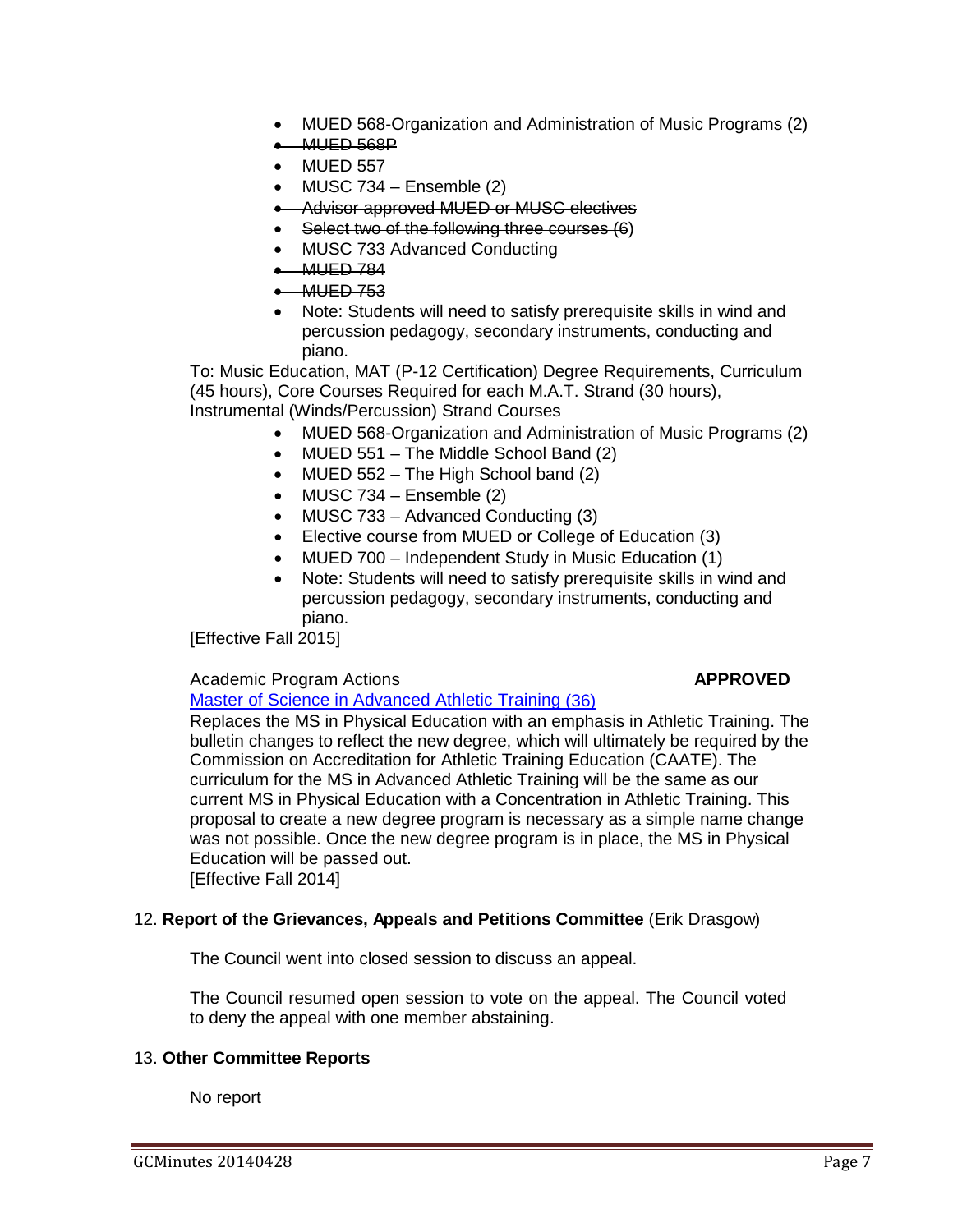- MUED 568-Organization and Administration of Music Programs (2)
- ~~MUED 568P~~
- ~~MUED 557~~
- MUSC 734 – Ensemble (2)
- ~~Advisor approved MUED or MUSC electives~~
- ~~Select two of the following three courses (6)~~
- MUSC 733 Advanced Conducting
- ~~MUED 784~~
- ~~MUED 753~~
- Note: Students will need to satisfy prerequisite skills in wind and percussion pedagogy, secondary instruments, conducting and piano.

To: Music Education, MAT (P-12 Certification) Degree Requirements, Curriculum (45 hours), Core Courses Required for each M.A.T. Strand (30 hours), Instrumental (Winds/Percussion) Strand Courses

- MUED 568-Organization and Administration of Music Programs (2)
- MUED 551 – The Middle School Band (2)
- MUED 552 – The High School band (2)
- MUSC 734 – Ensemble (2)
- MUSC 733 – Advanced Conducting (3)
- Elective course from MUED or College of Education (3)
- MUED 700 – Independent Study in Music Education (1)
- Note: Students will need to satisfy prerequisite skills in wind and percussion pedagogy, secondary instruments, conducting and piano.

[Effective Fall 2015]

Academic Program Actions **APPROVED**

Master of Science in Advanced Athletic Training (36)

Replaces the MS in Physical Education with an emphasis in Athletic Training. The bulletin changes to reflect the new degree, which will ultimately be required by the Commission on Accreditation for Athletic Training Education (CAATE). The curriculum for the MS in Advanced Athletic Training will be the same as our current MS in Physical Education with a Concentration in Athletic Training. This proposal to create a new degree program is necessary as a simple name change was not possible. Once the new degree program is in place, the MS in Physical Education will be passed out.

[Effective Fall 2014]

12. **Report of the Grievances, Appeals and Petitions Committee** (Erik Drasgow)

The Council went into closed session to discuss an appeal.

The Council resumed open session to vote on the appeal. The Council voted to deny the appeal with one member abstaining.

13. **Other Committee Reports**

No report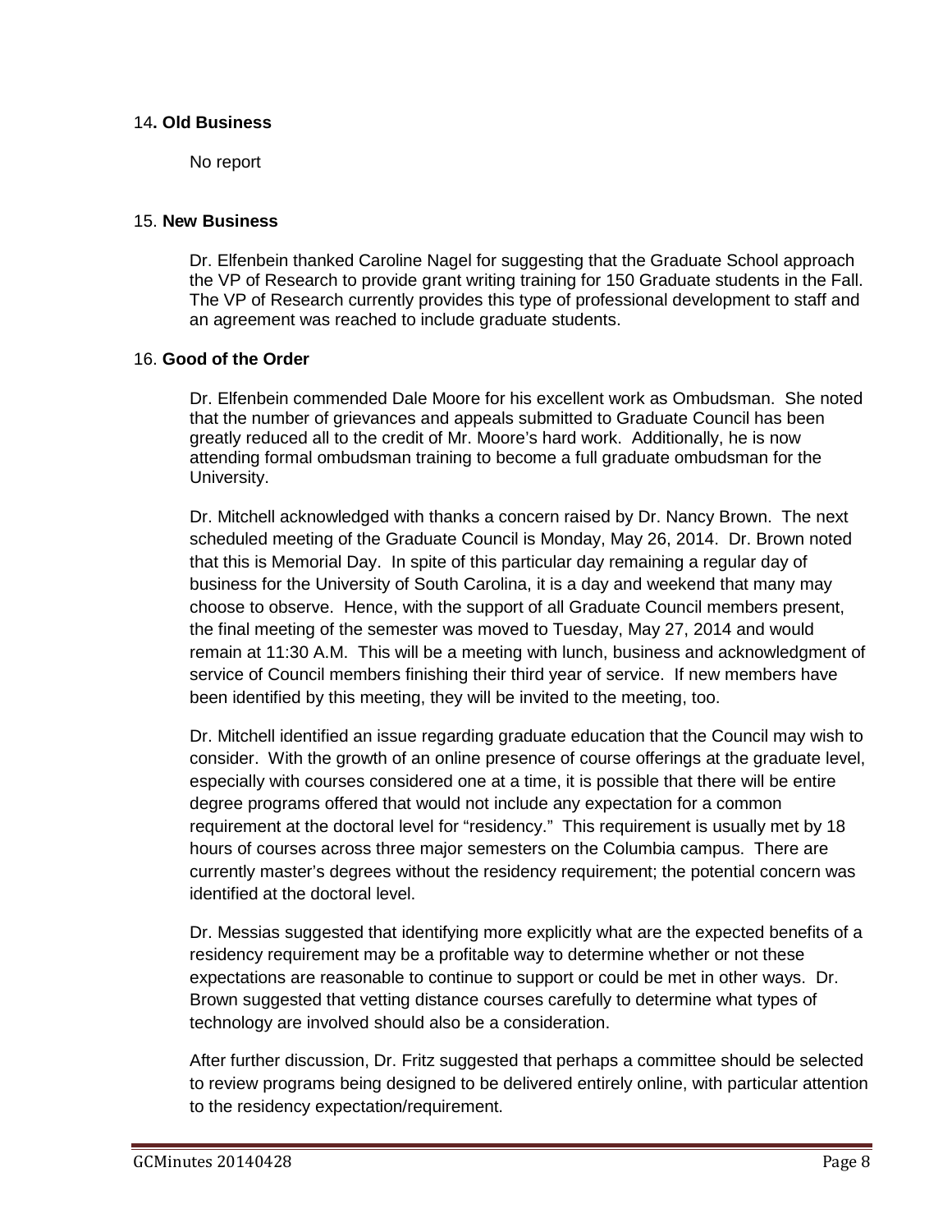## 14. Old Business

No report

## 15. New Business

Dr. Elfenbein thanked Caroline Nagel for suggesting that the Graduate School approach the VP of Research to provide grant writing training for 150 Graduate students in the Fall. The VP of Research currently provides this type of professional development to staff and an agreement was reached to include graduate students.

## 16. Good of the Order

Dr. Elfenbein commended Dale Moore for his excellent work as Ombudsman. She noted that the number of grievances and appeals submitted to Graduate Council has been greatly reduced all to the credit of Mr. Moore's hard work. Additionally, he is now attending formal ombudsman training to become a full graduate ombudsman for the University.

Dr. Mitchell acknowledged with thanks a concern raised by Dr. Nancy Brown. The next scheduled meeting of the Graduate Council is Monday, May 26, 2014. Dr. Brown noted that this is Memorial Day. In spite of this particular day remaining a regular day of business for the University of South Carolina, it is a day and weekend that many may choose to observe. Hence, with the support of all Graduate Council members present, the final meeting of the semester was moved to Tuesday, May 27, 2014 and would remain at 11:30 A.M. This will be a meeting with lunch, business and acknowledgment of service of Council members finishing their third year of service. If new members have been identified by this meeting, they will be invited to the meeting, too.

Dr. Mitchell identified an issue regarding graduate education that the Council may wish to consider. With the growth of an online presence of course offerings at the graduate level, especially with courses considered one at a time, it is possible that there will be entire degree programs offered that would not include any expectation for a common requirement at the doctoral level for "residency." This requirement is usually met by 18 hours of courses across three major semesters on the Columbia campus. There are currently master's degrees without the residency requirement; the potential concern was identified at the doctoral level.

Dr. Messias suggested that identifying more explicitly what are the expected benefits of a residency requirement may be a profitable way to determine whether or not these expectations are reasonable to continue to support or could be met in other ways. Dr. Brown suggested that vetting distance courses carefully to determine what types of technology are involved should also be a consideration.

After further discussion, Dr. Fritz suggested that perhaps a committee should be selected to review programs being designed to be delivered entirely online, with particular attention to the residency expectation/requirement.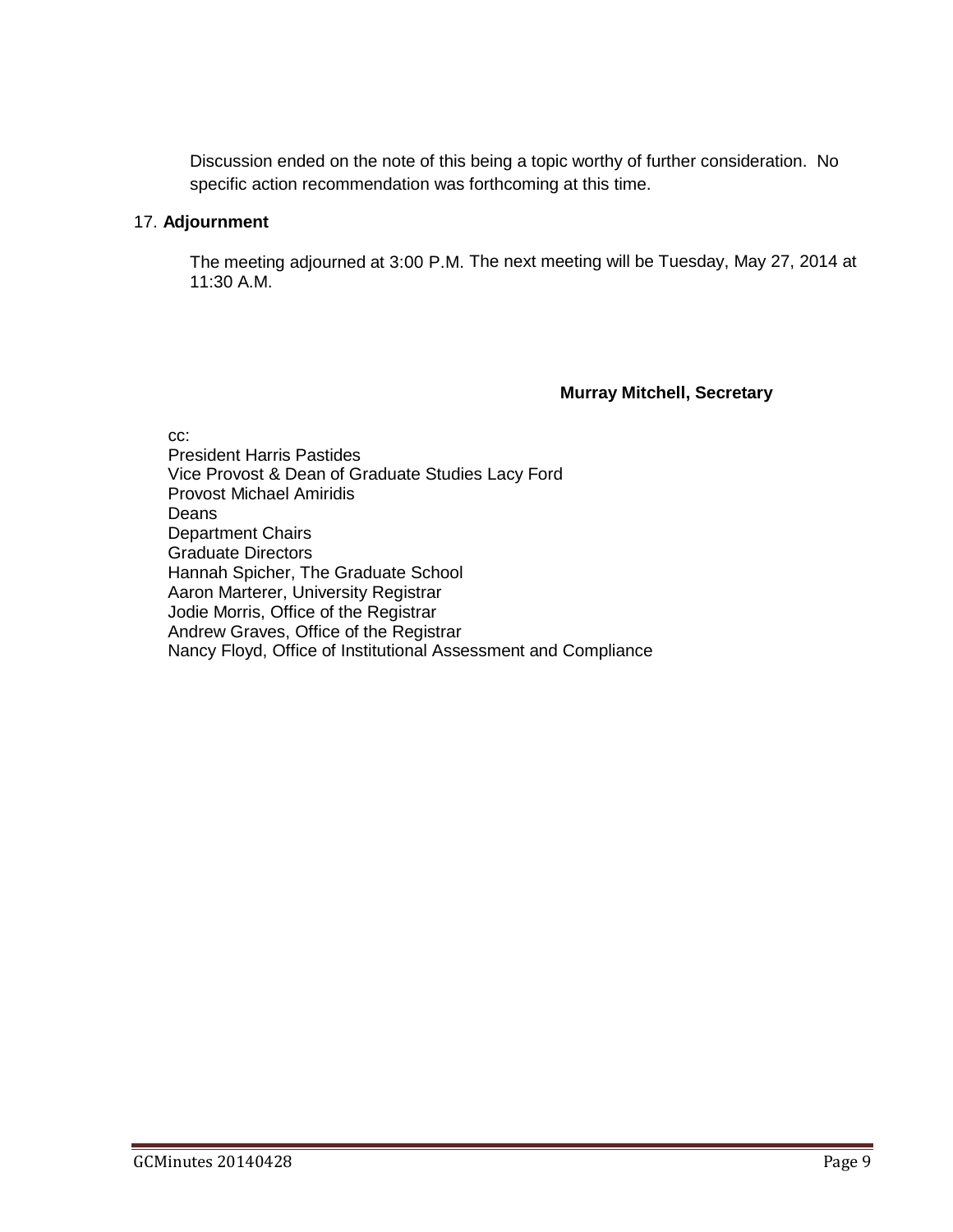Discussion ended on the note of this being a topic worthy of further consideration. No specific action recommendation was forthcoming at this time.

17. **Adjournment**

The meeting adjourned at 3:00 P.M. The next meeting will be Tuesday, May 27, 2014 at 11:30 A.M.

**Murray Mitchell, Secretary**

cc:
President Harris Pastides
Vice Provost & Dean of Graduate Studies Lacy Ford
Provost Michael Amiridis
Deans
Department Chairs
Graduate Directors
Hannah Spicher, The Graduate School
Aaron Marterer, University Registrar
Jodie Morris, Office of the Registrar
Andrew Graves, Office of the Registrar
Nancy Floyd, Office of Institutional Assessment and Compliance